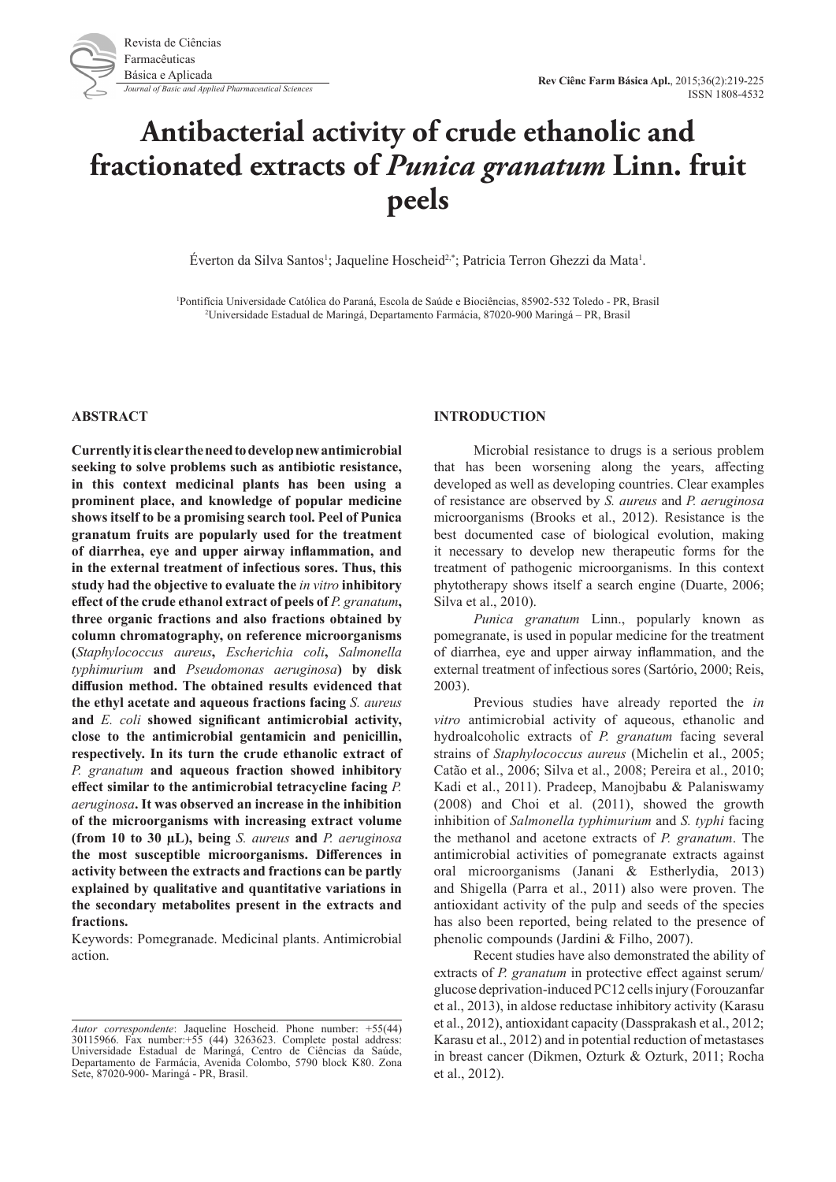# Antibacterial activity of crude ethanolic and fractionated extracts of *Punica granatum* Linn. fruit peels

Éverton da Silva Santos[1]; Jaqueline Hoscheid[2,*]; Patricia Terron Ghezzi da Mata[1].

[1]Pontifícia Universidade Católica do Paraná, Escola de Saúde e Biociências, 85902-532 Toledo - PR, Brasil
[2]Universidade Estadual de Maringá, Departamento Farmácia, 87020-900 Maringá – PR, Brasil

## ABSTRACT

**Currently it is clear the need to develop new antimicrobial seeking to solve problems such as antibiotic resistance, in this context medicinal plants has been using a prominent place, and knowledge of popular medicine shows itself to be a promising search tool. Peel of Punica granatum fruits are popularly used for the treatment of diarrhea, eye and upper airway inflammation, and in the external treatment of infectious sores. Thus, this study had the objective to evaluate the *in vitro* inhibitory effect of the crude ethanol extract of peels of *P. granatum*, three organic fractions and also fractions obtained by column chromatography, on reference microorganisms (*Staphylococcus aureus*, *Escherichia coli*, *Salmonella typhimurium* and *Pseudomonas aeruginosa*) by disk diffusion method. The obtained results evidenced that the ethyl acetate and aqueous fractions facing *S. aureus* and *E. coli* showed significant antimicrobial activity, close to the antimicrobial gentamicin and penicillin, respectively. In its turn the crude ethanolic extract of *P. granatum* and aqueous fraction showed inhibitory effect similar to the antimicrobial tetracycline facing *P. aeruginosa*. It was observed an increase in the inhibition of the microorganisms with increasing extract volume (from 10 to 30 µL), being *S. aureus* and *P. aeruginosa* the most susceptible microorganisms. Differences in activity between the extracts and fractions can be partly explained by qualitative and quantitative variations in the secondary metabolites present in the extracts and fractions.**

Keywords: Pomegranade. Medicinal plants. Antimicrobial action.

*Autor correspondente*: Jaqueline Hoscheid. Phone number: +55(44) 30115966. Fax number:+55 (44) 3263623. Complete postal address: Universidade Estadual de Maringá, Centro de Ciências da Saúde, Departamento de Farmácia, Avenida Colombo, 5790 block K80. Zona Sete, 87020-900- Maringá - PR, Brasil.

## INTRODUCTION

Microbial resistance to drugs is a serious problem that has been worsening along the years, affecting developed as well as developing countries. Clear examples of resistance are observed by *S. aureus* and *P. aeruginosa* microorganisms (Brooks et al., 2012). Resistance is the best documented case of biological evolution, making it necessary to develop new therapeutic forms for the treatment of pathogenic microorganisms. In this context phytotherapy shows itself a search engine (Duarte, 2006; Silva et al., 2010).

*Punica granatum* Linn., popularly known as pomegranate, is used in popular medicine for the treatment of diarrhea, eye and upper airway inflammation, and the external treatment of infectious sores (Sartório, 2000; Reis, 2003).

Previous studies have already reported the *in vitro* antimicrobial activity of aqueous, ethanolic and hydroalcoholic extracts of *P. granatum* facing several strains of *Staphylococcus aureus* (Michelin et al., 2005; Catão et al., 2006; Silva et al., 2008; Pereira et al., 2010; Kadi et al., 2011). Pradeep, Manojbabu & Palaniswamy (2008) and Choi et al. (2011), showed the growth inhibition of *Salmonella typhimurium* and *S. typhi* facing the methanol and acetone extracts of *P. granatum*. The antimicrobial activities of pomegranate extracts against oral microorganisms (Janani & Estherlydia, 2013) and Shigella (Parra et al., 2011) also were proven. The antioxidant activity of the pulp and seeds of the species has also been reported, being related to the presence of phenolic compounds (Jardini & Filho, 2007).

Recent studies have also demonstrated the ability of extracts of *P. granatum* in protective effect against serum/glucose deprivation-induced PC12 cells injury (Forouzanfar et al., 2013), in aldose reductase inhibitory activity (Karasu et al., 2012), antioxidant capacity (Dassprakash et al., 2012; Karasu et al., 2012) and in potential reduction of metastases in breast cancer (Dikmen, Ozturk & Ozturk, 2011; Rocha et al., 2012).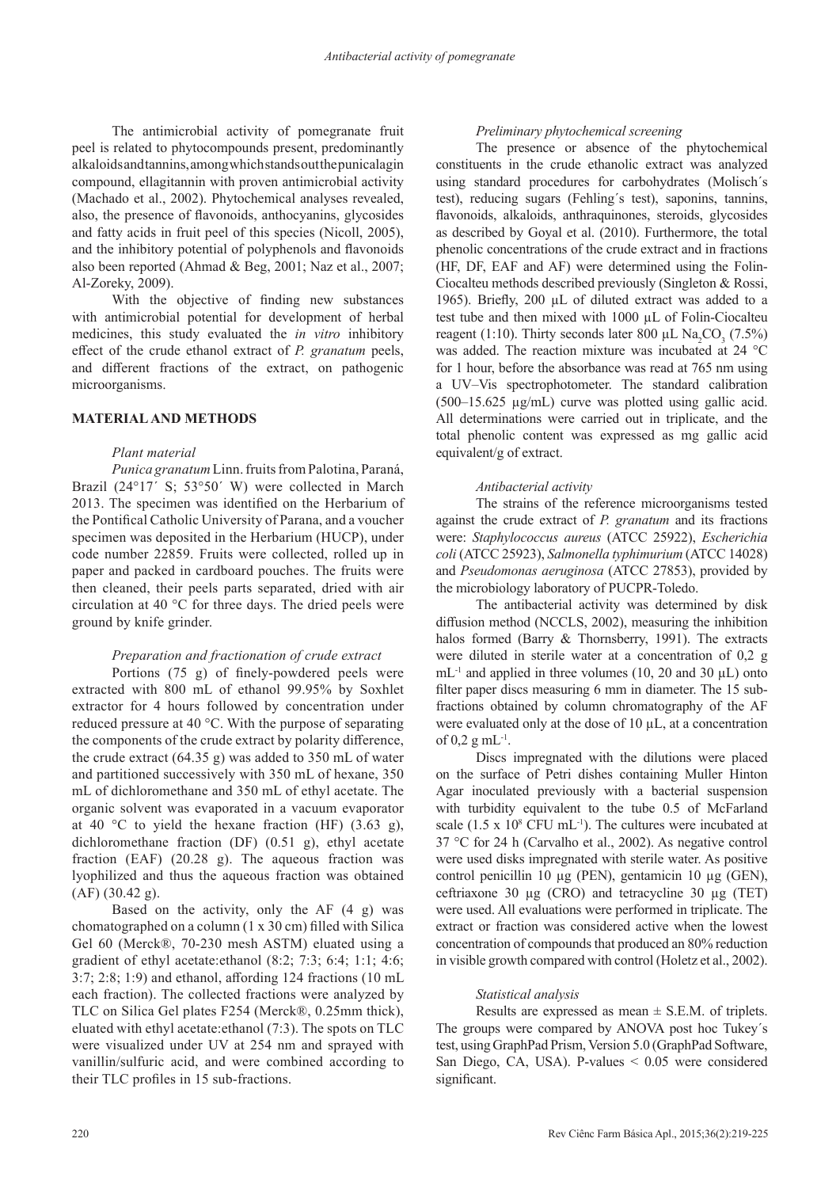The antimicrobial activity of pomegranate fruit peel is related to phytocompounds present, predominantly alkaloids and tannins, among which stands out the punicalagin compound, ellagitannin with proven antimicrobial activity (Machado et al., 2002). Phytochemical analyses revealed, also, the presence of flavonoids, anthocyanins, glycosides and fatty acids in fruit peel of this species (Nicoll, 2005), and the inhibitory potential of polyphenols and flavonoids also been reported (Ahmad & Beg, 2001; Naz et al., 2007; Al-Zoreky, 2009).

With the objective of finding new substances with antimicrobial potential for development of herbal medicines, this study evaluated the *in vitro* inhibitory effect of the crude ethanol extract of *P. granatum* peels, and different fractions of the extract, on pathogenic microorganisms.

## MATERIAL AND METHODS

### *Plant material*

*Punica granatum* Linn. fruits from Palotina, Paraná, Brazil (24°17´ S; 53°50´ W) were collected in March 2013. The specimen was identified on the Herbarium of the Pontifical Catholic University of Parana, and a voucher specimen was deposited in the Herbarium (HUCP), under code number 22859. Fruits were collected, rolled up in paper and packed in cardboard pouches. The fruits were then cleaned, their peels parts separated, dried with air circulation at 40 °C for three days. The dried peels were ground by knife grinder.

### *Preparation and fractionation of crude extract*

Portions (75 g) of finely-powdered peels were extracted with 800 mL of ethanol 99.95% by Soxhlet extractor for 4 hours followed by concentration under reduced pressure at 40 °C. With the purpose of separating the components of the crude extract by polarity difference, the crude extract (64.35 g) was added to 350 mL of water and partitioned successively with 350 mL of hexane, 350 mL of dichloromethane and 350 mL of ethyl acetate. The organic solvent was evaporated in a vacuum evaporator at 40 °C to yield the hexane fraction (HF) (3.63 g), dichloromethane fraction (DF) (0.51 g), ethyl acetate fraction (EAF) (20.28 g). The aqueous fraction was lyophilized and thus the aqueous fraction was obtained (AF) (30.42 g).

Based on the activity, only the AF (4 g) was chromatographed on a column (1 x 30 cm) filled with Silica Gel 60 (Merck®, 70-230 mesh ASTM) eluated using a gradient of ethyl acetate:ethanol (8:2; 7:3; 6:4; 1:1; 4:6; 3:7; 2:8; 1:9) and ethanol, affording 124 fractions (10 mL each fraction). The collected fractions were analyzed by TLC on Silica Gel plates F254 (Merck®, 0.25mm thick), eluated with ethyl acetate:ethanol (7:3). The spots on TLC were visualized under UV at 254 nm and sprayed with vanillin/sulfuric acid, and were combined according to their TLC profiles in 15 sub-fractions.

### *Preliminary phytochemical screening*

The presence or absence of the phytochemical constituents in the crude ethanolic extract was analyzed using standard procedures for carbohydrates (Molisch´s test), reducing sugars (Fehling´s test), saponins, tannins, flavonoids, alkaloids, anthraquinones, steroids, glycosides as described by Goyal et al. (2010). Furthermore, the total phenolic concentrations of the crude extract and in fractions (HF, DF, EAF and AF) were determined using the Folin-Ciocalteu methods described previously (Singleton & Rossi, 1965). Briefly, 200 µL of diluted extract was added to a test tube and then mixed with 1000 µL of Folin-Ciocalteu reagent (1:10). Thirty seconds later 800 µL $Na_2CO_3$ (7.5%) was added. The reaction mixture was incubated at 24 °C for 1 hour, before the absorbance was read at 765 nm using a UV–Vis spectrophotometer. The standard calibration (500–15.625 µg/mL) curve was plotted using gallic acid. All determinations were carried out in triplicate, and the total phenolic content was expressed as mg gallic acid equivalent/g of extract.

### *Antibacterial activity*

The strains of the reference microorganisms tested against the crude extract of *P. granatum* and its fractions were: *Staphylococcus aureus* (ATCC 25922), *Escherichia coli* (ATCC 25923), *Salmonella typhimurium* (ATCC 14028) and *Pseudomonas aeruginosa* (ATCC 27853), provided by the microbiology laboratory of PUCPR-Toledo.

The antibacterial activity was determined by disk diffusion method (NCCLS, 2002), measuring the inhibition halos formed (Barry & Thornsberry, 1991). The extracts were diluted in sterile water at a concentration of 0,2 g $mL^{-1}$ and applied in three volumes (10, 20 and 30 µL) onto filter paper discs measuring 6 mm in diameter. The 15 sub-fractions obtained by column chromatography of the AF were evaluated only at the dose of 10 µL, at a concentration of 0,2 g $mL^{-1}$.

Discs impregnated with the dilutions were placed on the surface of Petri dishes containing Muller Hinton Agar inoculated previously with a bacterial suspension with turbidity equivalent to the tube 0.5 of McFarland scale ($1.5 \times 10^8$ CFU $mL^{-1}$). The cultures were incubated at 37 °C for 24 h (Carvalho et al., 2002). As negative control were used disks impregnated with sterile water. As positive control penicillin 10 µg (PEN), gentamicin 10 µg (GEN), ceftriaxone 30 µg (CRO) and tetracycline 30 µg (TET) were used. All evaluations were performed in triplicate. The extract or fraction was considered active when the lowest concentration of compounds that produced an 80% reduction in visible growth compared with control (Holetz et al., 2002).

### *Statistical analysis*

Results are expressed as mean ± S.E.M. of triplets. The groups were compared by ANOVA post hoc Tukey´s test, using GraphPad Prism, Version 5.0 (GraphPad Software, San Diego, CA, USA). P-values < 0.05 were considered significant.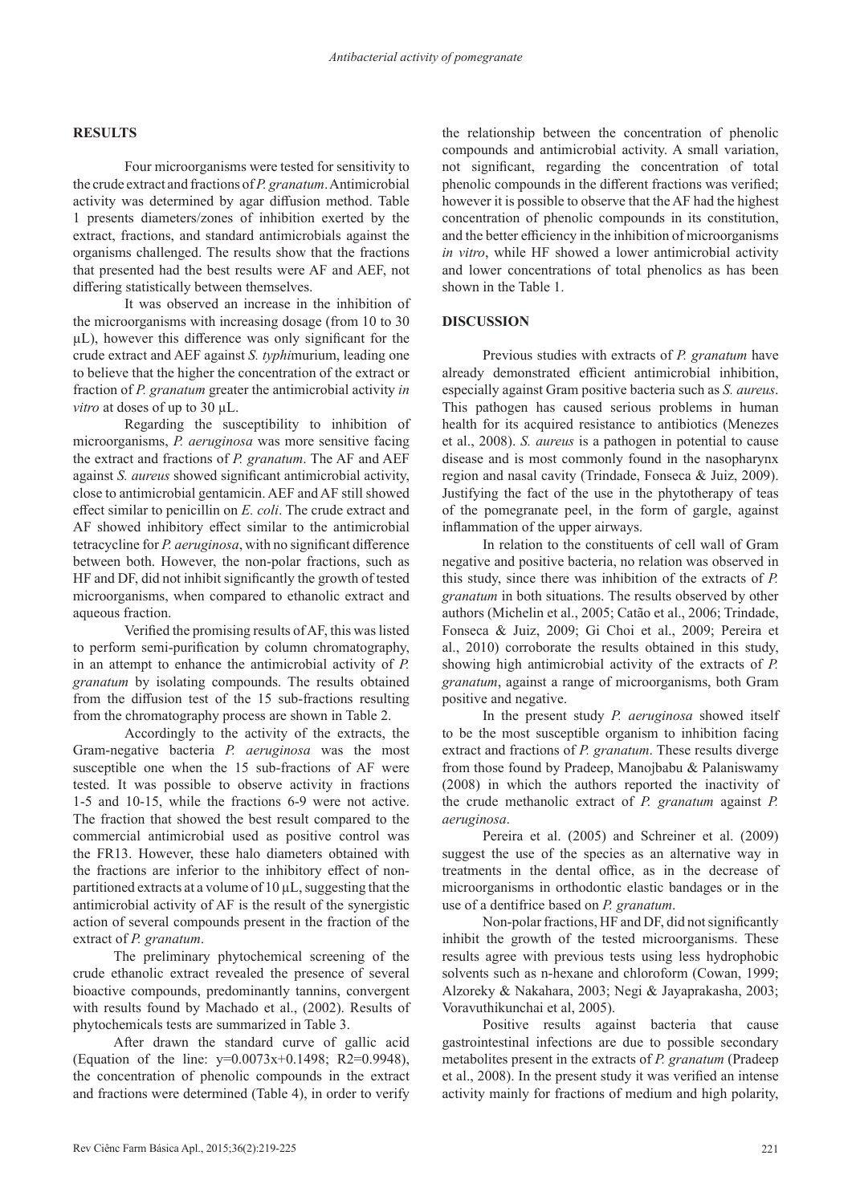## RESULTS

Four microorganisms were tested for sensitivity to the crude extract and fractions of *P. granatum*. Antimicrobial activity was determined by agar diffusion method. Table 1 presents diameters/zones of inhibition exerted by the extract, fractions, and standard antimicrobials against the organisms challenged. The results show that the fractions that presented had the best results were AF and AEF, not differing statistically between themselves.

It was observed an increase in the inhibition of the microorganisms with increasing dosage (from 10 to 30 µL), however this difference was only significant for the crude extract and AEF against *S. typhi*murium, leading one to believe that the higher the concentration of the extract or fraction of *P. granatum* greater the antimicrobial activity *in vitro* at doses of up to 30 µL.

Regarding the susceptibility to inhibition of microorganisms, *P. aeruginosa* was more sensitive facing the extract and fractions of *P. granatum*. The AF and AEF against *S. aureus* showed significant antimicrobial activity, close to antimicrobial gentamicin. AEF and AF still showed effect similar to penicillin on *E. coli*. The crude extract and AF showed inhibitory effect similar to the antimicrobial tetracycline for *P. aeruginosa*, with no significant difference between both. However, the non-polar fractions, such as HF and DF, did not inhibit significantly the growth of tested microorganisms, when compared to ethanolic extract and aqueous fraction.

Verified the promising results of AF, this was listed to perform semi-purification by column chromatography, in an attempt to enhance the antimicrobial activity of *P. granatum* by isolating compounds. The results obtained from the diffusion test of the 15 sub-fractions resulting from the chromatography process are shown in Table 2.

Accordingly to the activity of the extracts, the Gram-negative bacteria *P. aeruginosa* was the most susceptible one when the 15 sub-fractions of AF were tested. It was possible to observe activity in fractions 1-5 and 10-15, while the fractions 6-9 were not active. The fraction that showed the best result compared to the commercial antimicrobial used as positive control was the FR13. However, these halo diameters obtained with the fractions are inferior to the inhibitory effect of non-partitioned extracts at a volume of 10 µL, suggesting that the antimicrobial activity of AF is the result of the synergistic action of several compounds present in the fraction of the extract of *P. granatum*.

The preliminary phytochemical screening of the crude ethanolic extract revealed the presence of several bioactive compounds, predominantly tannins, convergent with results found by Machado et al., (2002). Results of phytochemicals tests are summarized in Table 3.

After drawn the standard curve of gallic acid (Equation of the line: $y=0.0073x+0.1498$; $R2=0.9948$), the concentration of phenolic compounds in the extract and fractions were determined (Table 4), in order to verify the relationship between the concentration of phenolic compounds and antimicrobial activity. A small variation, not significant, regarding the concentration of total phenolic compounds in the different fractions was verified; however it is possible to observe that the AF had the highest concentration of phenolic compounds in its constitution, and the better efficiency in the inhibition of microorganisms *in vitro*, while HF showed a lower antimicrobial activity and lower concentrations of total phenolics as has been shown in the Table 1.

## DISCUSSION

Previous studies with extracts of *P. granatum* have already demonstrated efficient antimicrobial inhibition, especially against Gram positive bacteria such as *S. aureus*. This pathogen has caused serious problems in human health for its acquired resistance to antibiotics (Menezes et al., 2008). *S. aureus* is a pathogen in potential to cause disease and is most commonly found in the nasopharynx region and nasal cavity (Trindade, Fonseca & Juiz, 2009). Justifying the fact of the use in the phytotherapy of teas of the pomegranate peel, in the form of gargle, against inflammation of the upper airways.

In relation to the constituents of cell wall of Gram negative and positive bacteria, no relation was observed in this study, since there was inhibition of the extracts of *P. granatum* in both situations. The results observed by other authors (Michelin et al., 2005; Catão et al., 2006; Trindade, Fonseca & Juiz, 2009; Gi Choi et al., 2009; Pereira et al., 2010) corroborate the results obtained in this study, showing high antimicrobial activity of the extracts of *P. granatum*, against a range of microorganisms, both Gram positive and negative.

In the present study *P. aeruginosa* showed itself to be the most susceptible organism to inhibition facing extract and fractions of *P. granatum*. These results diverge from those found by Pradeep, Manojbabu & Palaniswamy (2008) in which the authors reported the inactivity of the crude methanolic extract of *P. granatum* against *P. aeruginosa*.

Pereira et al. (2005) and Schreiner et al. (2009) suggest the use of the species as an alternative way in treatments in the dental office, as in the decrease of microorganisms in orthodontic elastic bandages or in the use of a dentifrice based on *P. granatum*.

Non-polar fractions, HF and DF, did not significantly inhibit the growth of the tested microorganisms. These results agree with previous tests using less hydrophobic solvents such as n-hexane and chloroform (Cowan, 1999; Alzoreky & Nakahara, 2003; Negi & Jayaprakasha, 2003; Voravuthikunchai et al, 2005).

Positive results against bacteria that cause gastrointestinal infections are due to possible secondary metabolites present in the extracts of *P. granatum* (Pradeep et al., 2008). In the present study it was verified an intense activity mainly for fractions of medium and high polarity,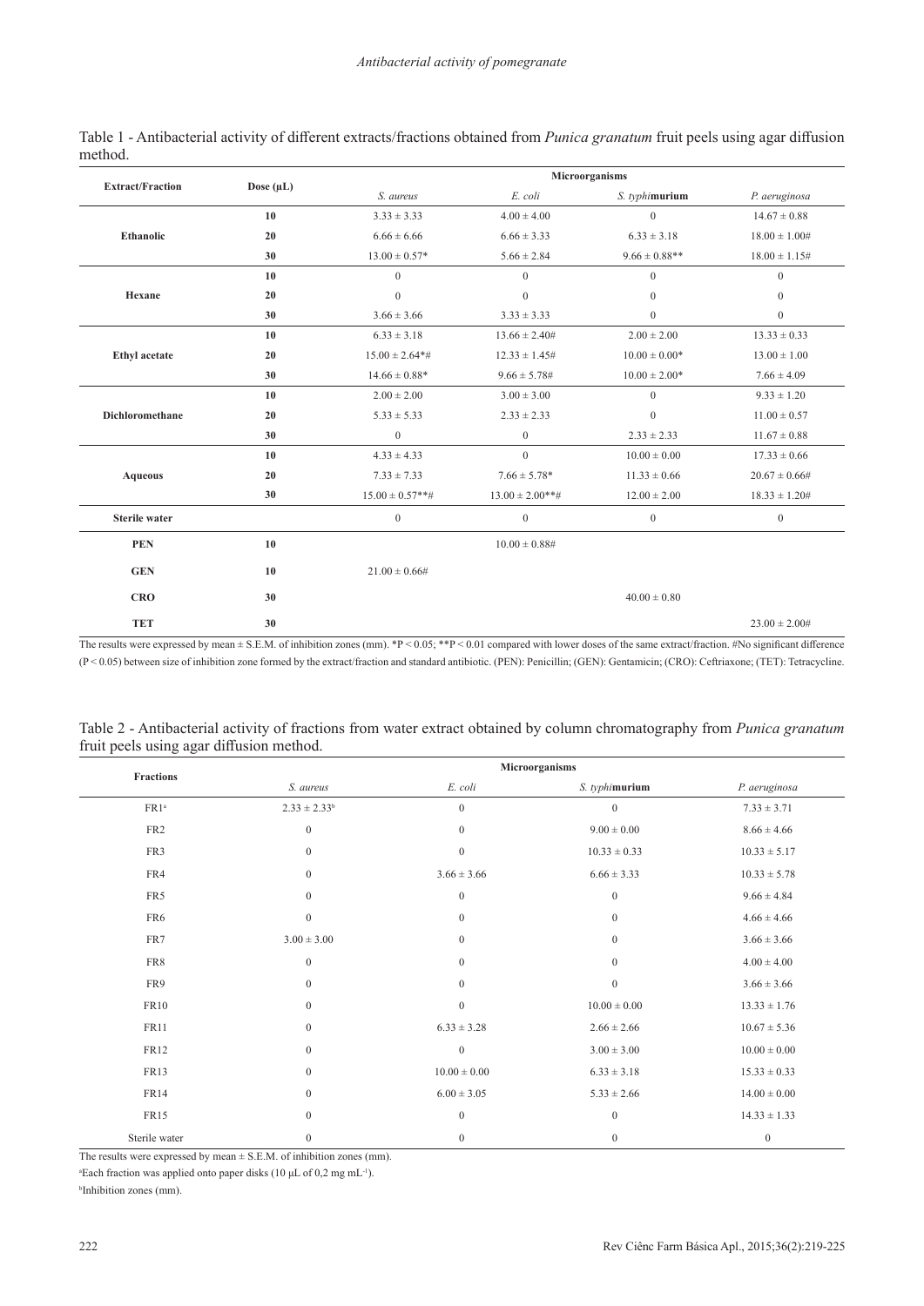Table 1 - Antibacterial activity of different extracts/fractions obtained from *Punica granatum* fruit peels using agar diffusion method.

| Extract/Fraction | Dose (µL) | Microorganisms | | | |
|---|---|---|---|---|---|
| | | *S. aureus* | *E. coli* | *S. typhi*murium | *P. aeruginosa* |
| **Ethanolic** | **10** | 3.33 ± 3.33 | 4.00 ± 4.00 | 0 | 14.67 ± 0.88 |
| | **20** | 6.66 ± 6.66 | 6.66 ± 3.33 | 6.33 ± 3.18 | 18.00 ± 1.00# |
| | **30** | 13.00 ± 0.57* | 5.66 ± 2.84 | 9.66 ± 0.88** | 18.00 ± 1.15# |
| **Hexane** | **10** | 0 | 0 | 0 | 0 |
| | **20** | 0 | 0 | 0 | 0 |
| | **30** | 3.66 ± 3.66 | 3.33 ± 3.33 | 0 | 0 |
| **Ethyl acetate** | **10** | 6.33 ± 3.18 | 13.66 ± 2.40# | 2.00 ± 2.00 | 13.33 ± 0.33 |
| | **20** | 15.00 ± 2.64*# | 12.33 ± 1.45# | 10.00 ± 0.00* | 13.00 ± 1.00 |
| | **30** | 14.66 ± 0.88* | 9.66 ± 5.78# | 10.00 ± 2.00* | 7.66 ± 4.09 |
| **Dichloromethane** | **10** | 2.00 ± 2.00 | 3.00 ± 3.00 | 0 | 9.33 ± 1.20 |
| | **20** | 5.33 ± 5.33 | 2.33 ± 2.33 | 0 | 11.00 ± 0.57 |
| | **30** | 0 | 0 | 2.33 ± 2.33 | 11.67 ± 0.88 |
| **Aqueous** | **10** | 4.33 ± 4.33 | 0 | 10.00 ± 0.00 | 17.33 ± 0.66 |
| | **20** | 7.33 ± 7.33 | 7.66 ± 5.78* | 11.33 ± 0.66 | 20.67 ± 0.66# |
| | **30** | 15.00 ± 0.57**# | 13.00 ± 2.00**# | 12.00 ± 2.00 | 18.33 ± 1.20# |
| **Sterile water** | | 0 | 0 | 0 | 0 |
| **PEN** | **10** | | 10.00 ± 0.88# | | |
| **GEN** | **10** | 21.00 ± 0.66# | | | |
| **CRO** | **30** | | | 40.00 ± 0.80 | |
| **TET** | **30** | | | | 23.00 ± 2.00# |

The results were expressed by mean ± S.E.M. of inhibition zones (mm). *P < 0.05; **P < 0.01 compared with lower doses of the same extract/fraction. #No significant difference (P < 0.05) between size of inhibition zone formed by the extract/fraction and standard antibiotic. (PEN): Penicillin; (GEN): Gentamicin; (CRO): Ceftriaxone; (TET): Tetracycline.

Table 2 - Antibacterial activity of fractions from water extract obtained by column chromatography from *Punica granatum* fruit peels using agar diffusion method.

| Fractions | Microorganisms | | | |
|---|---|---|---|---|
| | *S. aureus* | *E. coli* | *S. typhi*murium | *P. aeruginosa* |
| FR1[a] | 2.33 ± 2.33[b] | 0 | 0 | 7.33 ± 3.71 |
| FR2 | 0 | 0 | 9.00 ± 0.00 | 8.66 ± 4.66 |
| FR3 | 0 | 0 | 10.33 ± 0.33 | 10.33 ± 5.17 |
| FR4 | 0 | 3.66 ± 3.66 | 6.66 ± 3.33 | 10.33 ± 5.78 |
| FR5 | 0 | 0 | 0 | 9.66 ± 4.84 |
| FR6 | 0 | 0 | 0 | 4.66 ± 4.66 |
| FR7 | 3.00 ± 3.00 | 0 | 0 | 3.66 ± 3.66 |
| FR8 | 0 | 0 | 0 | 4.00 ± 4.00 |
| FR9 | 0 | 0 | 0 | 3.66 ± 3.66 |
| FR10 | 0 | 0 | 10.00 ± 0.00 | 13.33 ± 1.76 |
| FR11 | 0 | 6.33 ± 3.28 | 2.66 ± 2.66 | 10.67 ± 5.36 |
| FR12 | 0 | 0 | 3.00 ± 3.00 | 10.00 ± 0.00 |
| FR13 | 0 | 10.00 ± 0.00 | 6.33 ± 3.18 | 15.33 ± 0.33 |
| FR14 | 0 | 6.00 ± 3.05 | 5.33 ± 2.66 | 14.00 ± 0.00 |
| FR15 | 0 | 0 | 0 | 14.33 ± 1.33 |
| Sterile water | 0 | 0 | 0 | 0 |

The results were expressed by mean ± S.E.M. of inhibition zones (mm).

[a]Each fraction was applied onto paper disks (10 µL of 0,2 mg mL$^{-1}$).

[b]Inhibition zones (mm).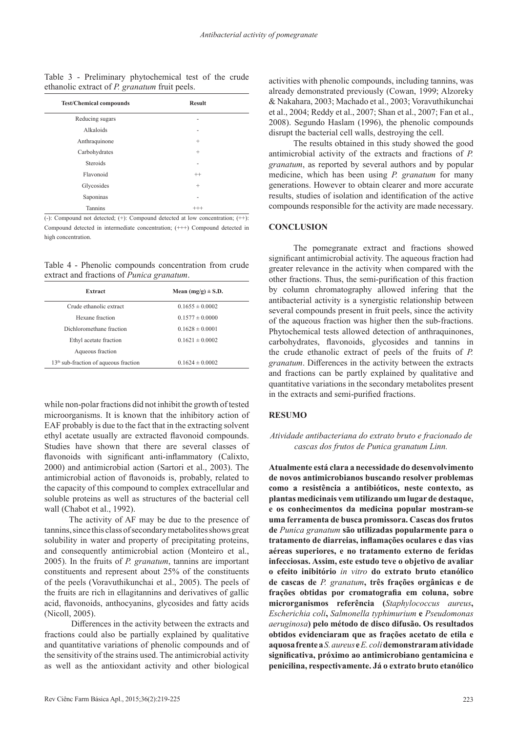Table 3 - Preliminary phytochemical test of the crude ethanolic extract of *P. granatum* fruit peels.

| Test/Chemical compounds | Result |
|---|---|
| Reducing sugars | - |
| Alkaloids | - |
| Anthraquinone | + |
| Carbohydrates | + |
| Steroids | - |
| Flavonoid | ++ |
| Glycosides | + |
| Saponinas | - |
| Tannins | +++ |

(-): Compound not detected; (+): Compound detected at low concentration; (++): Compound detected in intermediate concentration; (+++) Compound detected in high concentration.

Table 4 - Phenolic compounds concentration from crude extract and fractions of *Punica granatum*.

| Extract | Mean (mg/g) ± S.D. |
|---|---|
| Crude ethanolic extract | 0.1655 ± 0.0002 |
| Hexane fraction | 0.1577 ± 0.0000 |
| Dichloromethane fraction | 0.1628 ± 0.0001 |
| Ethyl acetate fraction | 0.1621 ± 0.0002 |
| Aqueous fraction | |
| 13th sub-fraction of aqueous fraction | 0.1624 ± 0.0002 |

while non-polar fractions did not inhibit the growth of tested microorganisms. It is known that the inhibitory action of EAF probably is due to the fact that in the extracting solvent ethyl acetate usually are extracted flavonoid compounds. Studies have shown that there are several classes of flavonoids with significant anti-inflammatory (Calixto, 2000) and antimicrobial action (Sartori et al., 2003). The antimicrobial action of flavonoids is, probably, related to the capacity of this compound to complex extracellular and soluble proteins as well as structures of the bacterial cell wall (Chabot et al., 1992).

The activity of AF may be due to the presence of tannins, since this class of secondary metabolites shows great solubility in water and property of precipitating proteins, and consequently antimicrobial action (Monteiro et al., 2005). In the fruits of *P. granatum*, tannins are important constituents and represent about 25% of the constituents of the peels (Voravuthikunchai et al., 2005). The peels of the fruits are rich in ellagitannins and derivatives of gallic acid, flavonoids, anthocyanins, glycosides and fatty acids (Nicoll, 2005).

Differences in the activity between the extracts and fractions could also be partially explained by qualitative and quantitative variations of phenolic compounds and of the sensitivity of the strains used. The antimicrobial activity as well as the antioxidant activity and other biological activities with phenolic compounds, including tannins, was already demonstrated previously (Cowan, 1999; Alzoreky & Nakahara, 2003; Machado et al., 2003; Voravuthikunchai et al., 2004; Reddy et al., 2007; Shan et al., 2007; Fan et al., 2008). Segundo Haslam (1996), the phenolic compounds disrupt the bacterial cell walls, destroying the cell.

The results obtained in this study showed the good antimicrobial activity of the extracts and fractions of *P. granatum*, as reported by several authors and by popular medicine, which has been using *P. granatum* for many generations. However to obtain clearer and more accurate results, studies of isolation and identification of the active compounds responsible for the activity are made necessary.

## CONCLUSION

The pomegranate extract and fractions showed significant antimicrobial activity. The aqueous fraction had greater relevance in the activity when compared with the other fractions. Thus, the semi-purification of this fraction by column chromatography allowed infering that the antibacterial activity is a synergistic relationship between several compounds present in fruit peels, since the activity of the aqueous fraction was higher then the sub-fractions. Phytochemical tests allowed detection of anthraquinones, carbohydrates, flavonoids, glycosides and tannins in the crude ethanolic extract of peels of the fruits of *P. granatum*. Differences in the activity between the extracts and fractions can be partly explained by qualitative and quantitative variations in the secondary metabolites present in the extracts and semi-purified fractions.

## RESUMO

*Atividade antibacteriana do extrato bruto e fracionado de cascas dos frutos de Punica granatum Linn.*

**Atualmente está clara a necessidade do desenvolvimento de novos antimicrobianos buscando resolver problemas como a resistência a antibióticos, neste contexto, as plantas medicinais vem utilizando um lugar de destaque, e os conhecimentos da medicina popular mostram-se uma ferramenta de busca promissora. Cascas dos frutos de *Punica granatum* são utilizadas popularmente para o tratamento de diarreias, inflamações oculares e das vias aéreas superiores, e no tratamento externo de feridas infecciosas. Assim, este estudo teve o objetivo de avaliar o efeito inibitório *in vitro* do extrato bruto etanólico de cascas de *P. granatum*, três frações orgânicas e de frações obtidas por cromatografia em coluna, sobre microrganismos referência (*Staphylococcus aureus*, *Escherichia coli*, *Salmonella typhimurium* e *Pseudomonas aeruginosa*) pelo método de disco difusão. Os resultados obtidos evidenciaram que as frações acetato de etila e aquosa frente a *S. aureus* e *E. coli* demonstraram atividade significativa, próximo ao antimicrobiano gentamicina e penicilina, respectivamente. Já o extrato bruto etanólico**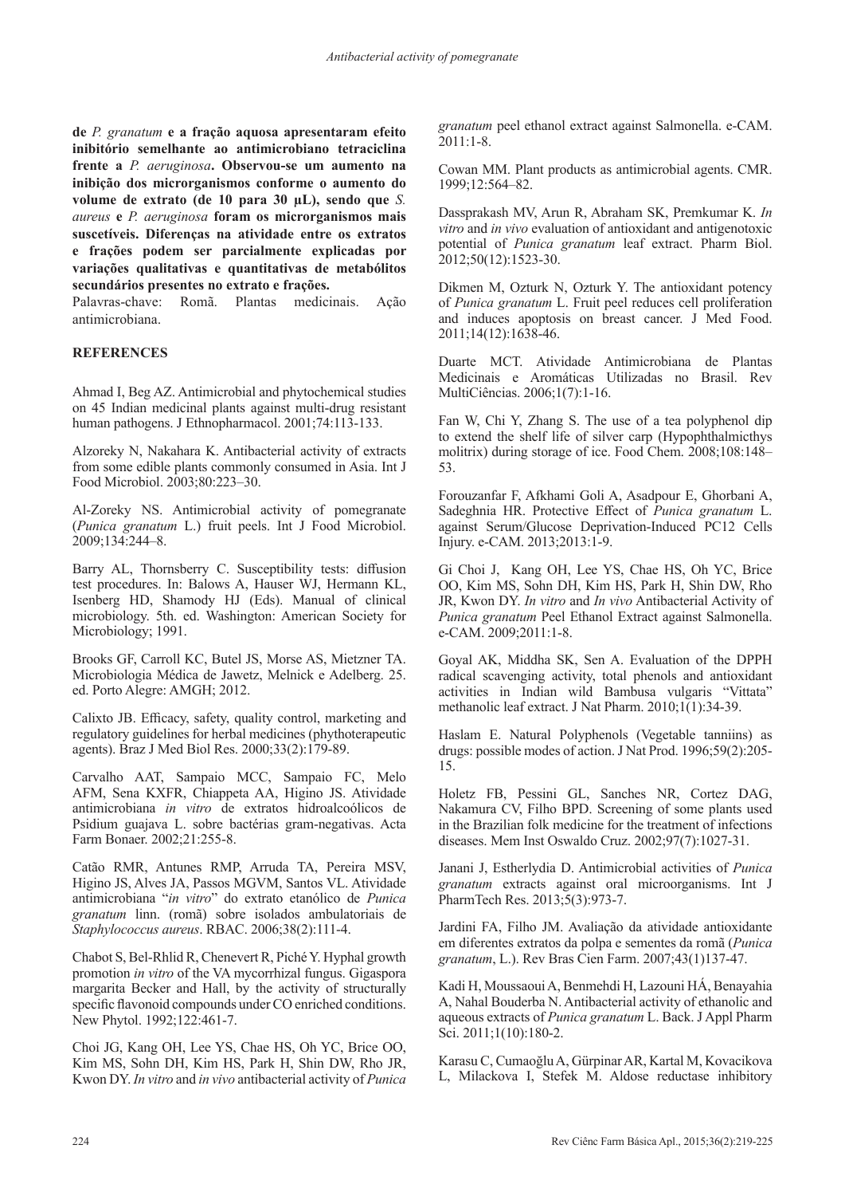**de *P. granatum* e a fração aquosa apresentaram efeito inibitório semelhante ao antimicrobiano tetraciclina frente a *P. aeruginosa*. Observou-se um aumento na inibição dos microrganismos conforme o aumento do volume de extrato (de 10 para 30 µL), sendo que *S. aureus* e *P. aeruginosa* foram os microrganismos mais suscetíveis. Diferenças na atividade entre os extratos e frações podem ser parcialmente explicadas por variações qualitativas e quantitativas de metabólitos secundários presentes no extrato e frações.**

Palavras-chave: Romã. Plantas medicinais. Ação antimicrobiana.

## REFERENCES

Ahmad I, Beg AZ. Antimicrobial and phytochemical studies on 45 Indian medicinal plants against multi-drug resistant human pathogens. J Ethnopharmacol. 2001;74:113-133.

Alzoreky N, Nakahara K. Antibacterial activity of extracts from some edible plants commonly consumed in Asia. Int J Food Microbiol. 2003;80:223–30.

Al-Zoreky NS. Antimicrobial activity of pomegranate (*Punica granatum* L.) fruit peels. Int J Food Microbiol. 2009;134:244–8.

Barry AL, Thornsberry C. Susceptibility tests: diffusion test procedures. In: Balows A, Hauser WJ, Hermann KL, Isenberg HD, Shamody HJ (Eds). Manual of clinical microbiology. 5th. ed. Washington: American Society for Microbiology; 1991.

Brooks GF, Carroll KC, Butel JS, Morse AS, Mietzner TA. Microbiologia Médica de Jawetz, Melnick e Adelberg. 25. ed. Porto Alegre: AMGH; 2012.

Calixto JB. Efficacy, safety, quality control, marketing and regulatory guidelines for herbal medicines (phythoterapeutic agents). Braz J Med Biol Res. 2000;33(2):179-89.

Carvalho AAT, Sampaio MCC, Sampaio FC, Melo AFM, Sena KXFR, Chiappeta AA, Higino JS. Atividade antimicrobiana *in vitro* de extratos hidroalcoólicos de Psidium guajava L. sobre bactérias gram-negativas. Acta Farm Bonaer. 2002;21:255-8.

Catão RMR, Antunes RMP, Arruda TA, Pereira MSV, Higino JS, Alves JA, Passos MGVM, Santos VL. Atividade antimicrobiana "*in vitro*" do extrato etanólico de *Punica granatum* linn. (romã) sobre isolados ambulatoriais de *Staphylococcus aureus*. RBAC. 2006;38(2):111-4.

Chabot S, Bel-Rhlid R, Chenevert R, Piché Y. Hyphal growth promotion *in vitro* of the VA mycorrhizal fungus. Gigaspora margarita Becker and Hall, by the activity of structurally specific flavonoid compounds under CO enriched conditions. New Phytol. 1992;122:461-7.

Choi JG, Kang OH, Lee YS, Chae HS, Oh YC, Brice OO, Kim MS, Sohn DH, Kim HS, Park H, Shin DW, Rho JR, Kwon DY. *In vitro* and *in vivo* antibacterial activity of *Punica granatum* peel ethanol extract against Salmonella. e-CAM. 2011:1-8.

Cowan MM. Plant products as antimicrobial agents. CMR. 1999;12:564–82.

Dassprakash MV, Arun R, Abraham SK, Premkumar K. *In vitro* and *in vivo* evaluation of antioxidant and antigenotoxic potential of *Punica granatum* leaf extract. Pharm Biol. 2012;50(12):1523-30.

Dikmen M, Ozturk N, Ozturk Y. The antioxidant potency of *Punica granatum* L. Fruit peel reduces cell proliferation and induces apoptosis on breast cancer. J Med Food. 2011;14(12):1638-46.

Duarte MCT. Atividade Antimicrobiana de Plantas Medicinais e Aromáticas Utilizadas no Brasil. Rev MultiCiências. 2006;1(7):1-16.

Fan W, Chi Y, Zhang S. The use of a tea polyphenol dip to extend the shelf life of silver carp (Hypophthalmicthys molitrix) during storage of ice. Food Chem. 2008;108:148–53.

Forouzanfar F, Afkhami Goli A, Asadpour E, Ghorbani A, Sadeghnia HR. Protective Effect of *Punica granatum* L. against Serum/Glucose Deprivation-Induced PC12 Cells Injury. e-CAM. 2013;2013:1-9.

Gi Choi J, Kang OH, Lee YS, Chae HS, Oh YC, Brice OO, Kim MS, Sohn DH, Kim HS, Park H, Shin DW, Rho JR, Kwon DY. *In vitro* and *In vivo* Antibacterial Activity of *Punica granatum* Peel Ethanol Extract against Salmonella. e-CAM. 2009;2011:1-8.

Goyal AK, Middha SK, Sen A. Evaluation of the DPPH radical scavenging activity, total phenols and antioxidant activities in Indian wild Bambusa vulgaris "Vittata" methanolic leaf extract. J Nat Pharm. 2010;1(1):34-39.

Haslam E. Natural Polyphenols (Vegetable tanniins) as drugs: possible modes of action. J Nat Prod. 1996;59(2):205-15.

Holetz FB, Pessini GL, Sanches NR, Cortez DAG, Nakamura CV, Filho BPD. Screening of some plants used in the Brazilian folk medicine for the treatment of infections diseases. Mem Inst Oswaldo Cruz. 2002;97(7):1027-31.

Janani J, Estherlydia D. Antimicrobial activities of *Punica granatum* extracts against oral microorganisms. Int J PharmTech Res. 2013;5(3):973-7.

Jardini FA, Filho JM. Avaliação da atividade antioxidante em diferentes extratos da polpa e sementes da romã (*Punica granatum*, L.). Rev Bras Cien Farm. 2007;43(1)137-47.

Kadi H, Moussaoui A, Benmehdi H, Lazouni HÁ, Benayahia A, Nahal Bouderba N. Antibacterial activity of ethanolic and aqueous extracts of *Punica granatum* L. Back. J Appl Pharm Sci. 2011;1(10):180-2.

Karasu C, Cumaoğlu A, Gürpinar AR, Kartal M, Kovacikova L, Milackova I, Stefek M. Aldose reductase inhibitory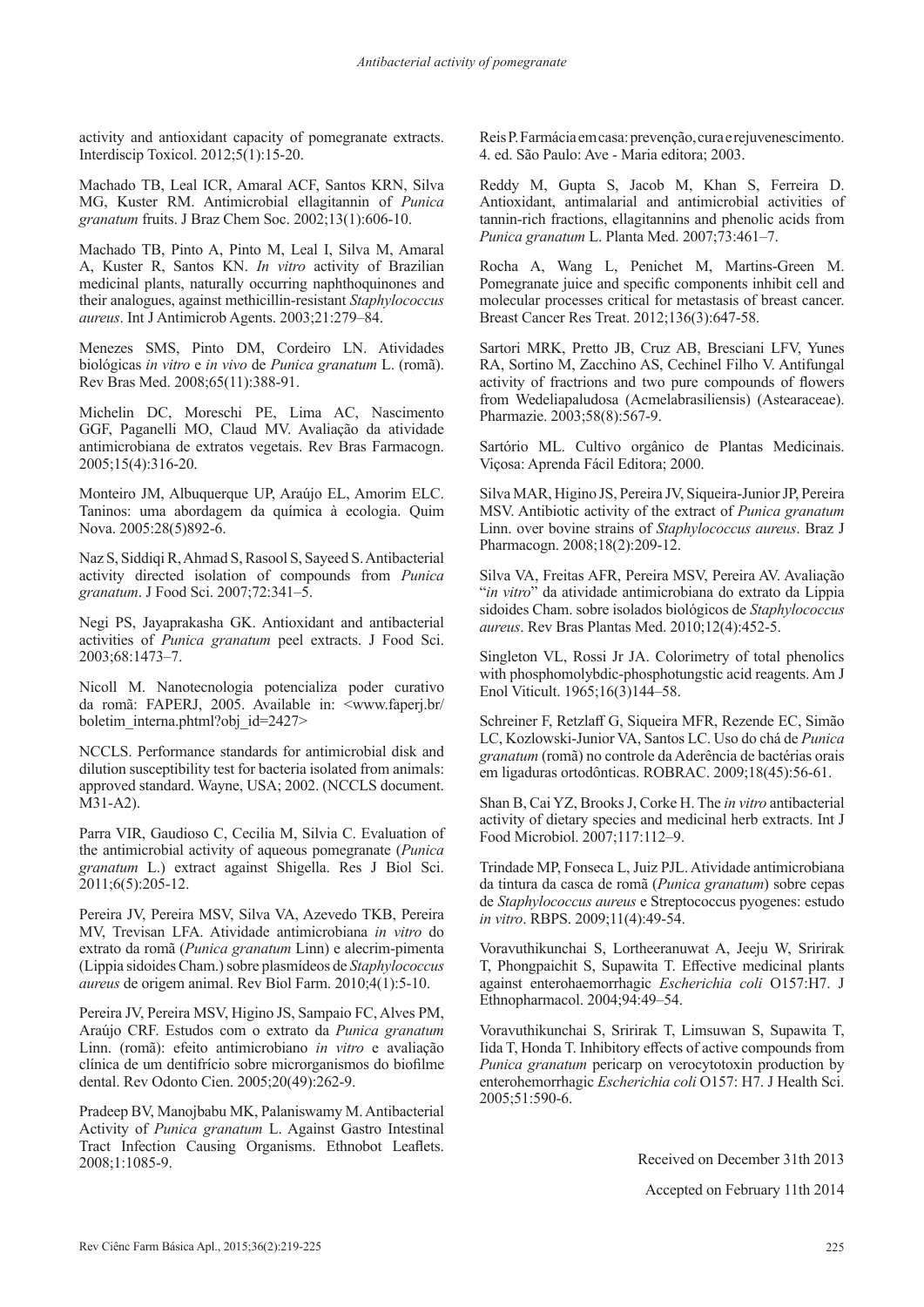activity and antioxidant capacity of pomegranate extracts. Interdiscip Toxicol. 2012;5(1):15-20.

Machado TB, Leal ICR, Amaral ACF, Santos KRN, Silva MG, Kuster RM. Antimicrobial ellagitannin of *Punica granatum* fruits. J Braz Chem Soc. 2002;13(1):606-10.

Machado TB, Pinto A, Pinto M, Leal I, Silva M, Amaral A, Kuster R, Santos KN. *In vitro* activity of Brazilian medicinal plants, naturally occurring naphthoquinones and their analogues, against methicillin-resistant *Staphylococcus aureus*. Int J Antimicrob Agents. 2003;21:279–84.

Menezes SMS, Pinto DM, Cordeiro LN. Atividades biológicas *in vitro* e *in vivo* de *Punica granatum* L. (romã). Rev Bras Med. 2008;65(11):388-91.

Michelin DC, Moreschi PE, Lima AC, Nascimento GGF, Paganelli MO, Claud MV. Avaliação da atividade antimicrobiana de extratos vegetais. Rev Bras Farmacogn. 2005;15(4):316-20.

Monteiro JM, Albuquerque UP, Araújo EL, Amorim ELC. Taninos: uma abordagem da química à ecologia. Quim Nova. 2005:28(5)892-6.

Naz S, Siddiqi R, Ahmad S, Rasool S, Sayeed S. Antibacterial activity directed isolation of compounds from *Punica granatum*. J Food Sci. 2007;72:341–5.

Negi PS, Jayaprakasha GK. Antioxidant and antibacterial activities of *Punica granatum* peel extracts. J Food Sci. 2003;68:1473–7.

Nicoll M. Nanotecnologia potencializa poder curativo da romã: FAPERJ, 2005. Available in: <www.faperj.br/boletim_interna.phtml?obj_id=2427>

NCCLS. Performance standards for antimicrobial disk and dilution susceptibility test for bacteria isolated from animals: approved standard. Wayne, USA; 2002. (NCCLS document. M31-A2).

Parra VIR, Gaudioso C, Cecilia M, Silvia C. Evaluation of the antimicrobial activity of aqueous pomegranate (*Punica granatum* L.) extract against Shigella. Res J Biol Sci. 2011;6(5):205-12.

Pereira JV, Pereira MSV, Silva VA, Azevedo TKB, Pereira MV, Trevisan LFA. Atividade antimicrobiana *in vitro* do extrato da romã (*Punica granatum* Linn) e alecrim-pimenta (Lippia sidoides Cham.) sobre plasmídeos de *Staphylococcus aureus* de origem animal. Rev Biol Farm. 2010;4(1):5-10.

Pereira JV, Pereira MSV, Higino JS, Sampaio FC, Alves PM, Araújo CRF. Estudos com o extrato da *Punica granatum* Linn. (romã): efeito antimicrobiano *in vitro* e avaliação clínica de um dentifrício sobre microrganismos do biofilme dental. Rev Odonto Cien. 2005;20(49):262-9.

Pradeep BV, Manojbabu MK, Palaniswamy M. Antibacterial Activity of *Punica granatum* L. Against Gastro Intestinal Tract Infection Causing Organisms. Ethnobot Leaflets. 2008;1:1085-9.

Reis P. Farmácia em casa: prevenção, cura e rejuvenescimento. 4. ed. São Paulo: Ave - Maria editora; 2003.

Reddy M, Gupta S, Jacob M, Khan S, Ferreira D. Antioxidant, antimalarial and antimicrobial activities of tannin-rich fractions, ellagitannins and phenolic acids from *Punica granatum* L. Planta Med. 2007;73:461–7.

Rocha A, Wang L, Penichet M, Martins-Green M. Pomegranate juice and specific components inhibit cell and molecular processes critical for metastasis of breast cancer. Breast Cancer Res Treat. 2012;136(3):647-58.

Sartori MRK, Pretto JB, Cruz AB, Bresciani LFV, Yunes RA, Sortino M, Zacchino AS, Cechinel Filho V. Antifungal activity of fractrions and two pure compounds of flowers from Wedeliapaludosa (Acmelabrasiliensis) (Astearaceae). Pharmazie. 2003;58(8):567-9.

Sartório ML. Cultivo orgânico de Plantas Medicinais. Viçosa: Aprenda Fácil Editora; 2000.

Silva MAR, Higino JS, Pereira JV, Siqueira-Junior JP, Pereira MSV. Antibiotic activity of the extract of *Punica granatum* Linn. over bovine strains of *Staphylococcus aureus*. Braz J Pharmacogn. 2008;18(2):209-12.

Silva VA, Freitas AFR, Pereira MSV, Pereira AV. Avaliação "*in vitro*" da atividade antimicrobiana do extrato da Lippia sidoides Cham. sobre isolados biológicos de *Staphylococcus aureus*. Rev Bras Plantas Med. 2010;12(4):452-5.

Singleton VL, Rossi Jr JA. Colorimetry of total phenolics with phosphomolybdic-phosphotungstic acid reagents. Am J Enol Viticult. 1965;16(3)144–58.

Schreiner F, Retzlaff G, Siqueira MFR, Rezende EC, Simão LC, Kozlowski-Junior VA, Santos LC. Uso do chá de *Punica granatum* (romã) no controle da Aderência de bactérias orais em ligaduras ortodônticas. ROBRAC. 2009;18(45):56-61.

Shan B, Cai YZ, Brooks J, Corke H. The *in vitro* antibacterial activity of dietary species and medicinal herb extracts. Int J Food Microbiol. 2007;117:112–9.

Trindade MP, Fonseca L, Juiz PJL. Atividade antimicrobiana da tintura da casca de romã (*Punica granatum*) sobre cepas de *Staphylococcus aureus* e Streptococcus pyogenes: estudo *in vitro*. RBPS. 2009;11(4):49-54.

Voravuthikunchai S, Lortheeranuwat A, Jeeju W, Sririrak T, Phongpaichit S, Supawita T. Effective medicinal plants against enterohaemorrhagic *Escherichia coli* O157:H7. J Ethnopharmacol. 2004;94:49–54.

Voravuthikunchai S, Sririrak T, Limsuwan S, Supawita T, Iida T, Honda T. Inhibitory effects of active compounds from *Punica granatum* pericarp on verocytotoxin production by enterohemorrhagic *Escherichia coli* O157: H7. J Health Sci. 2005;51:590-6.

Received on December 31th 2013

Accepted on February 11th 2014